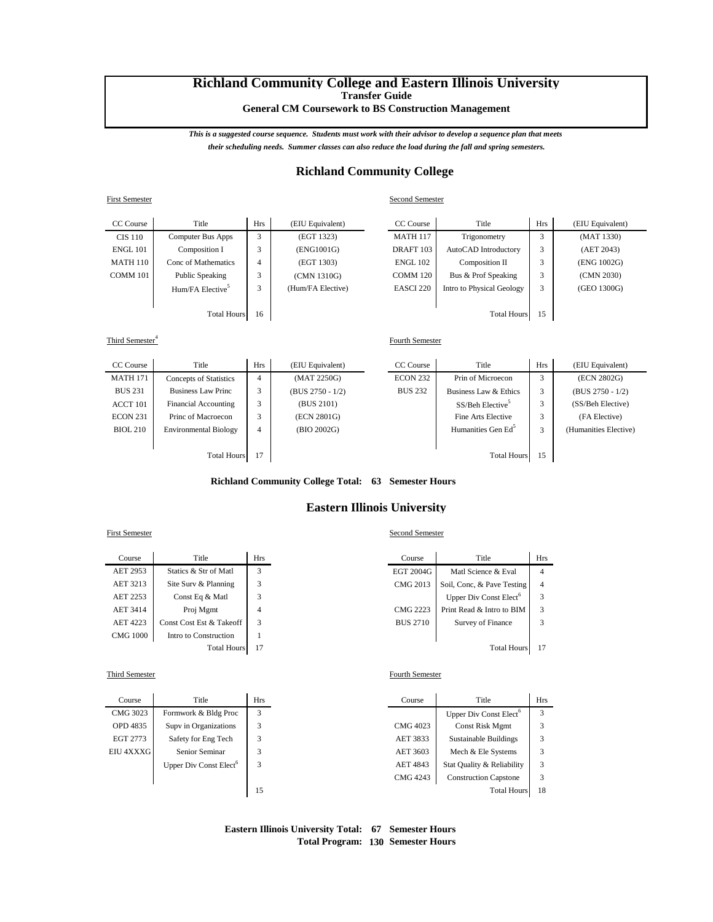# Richland Community College and Eastern Illinois University

**Transfer Guide**

**General CM Coursework to BS Construction Management**

***This is a suggested course sequence. Students must work with their advisor to develop a sequence plan that meets their scheduling needs. Summer classes can also reduce the load during the fall and spring semesters.***

## Richland Community College

First Semester

| CC Course | Title | Hrs | (EIU Equivalent) |
|---|---|---|---|
| CIS 110 | Computer Bus Apps | 3 | (EGT 1323) |
| ENGL 101 | Composition I | 3 | (ENG1001G) |
| MATH 110 | Conc of Mathematics | 4 | (EGT 1303) |
| COMM 101 | Public Speaking | 3 | (CMN 1310G) |
| | Hum/FA Elective[5] | 3 | (Hum/FA Elective) |
| | Total Hours | 16 | |

Second Semester

| CC Course | Title | Hrs | (EIU Equivalent) |
|---|---|---|---|
| MATH 117 | Trigonometry | 3 | (MAT 1330) |
| DRAFT 103 | AutoCAD Introductory | 3 | (AET 2043) |
| ENGL 102 | Composition II | 3 | (ENG 1002G) |
| COMM 120 | Bus & Prof Speaking | 3 | (CMN 2030) |
| EASCI 220 | Intro to Physical Geology | 3 | (GEO 1300G) |
| | Total Hours | 15 | |

Third Semester[4]

| CC Course | Title | Hrs | (EIU Equivalent) |
|---|---|---|---|
| MATH 171 | Concepts of Statistics | 4 | (MAT 2250G) |
| BUS 231 | Business Law Princ | 3 | (BUS 2750 - 1/2) |
| ACCT 101 | Financial Accounting | 3 | (BUS 2101) |
| ECON 231 | Princ of Macroecon | 3 | (ECN 2801G) |
| BIOL 210 | Environmental Biology | 4 | (BIO 2002G) |
| | Total Hours | 17 | |

Fourth Semester

| CC Course | Title | Hrs | (EIU Equivalent) |
|---|---|---|---|
| ECON 232 | Prin of Microecon | 3 | (ECN 2802G) |
| BUS 232 | Business Law & Ethics | 3 | (BUS 2750 - 1/2) |
| | SS/Beh Elective[5] | 3 | (SS/Beh Elective) |
| | Fine Arts Elective | 3 | (FA Elective) |
| | Humanities Gen Ed[5] | 3 | (Humanities Elective) |
| | Total Hours | 15 | |

**Richland Community College Total: 63 Semester Hours**

## Eastern Illinois University

First Semester

| Course | Title | Hrs |
|---|---|---|
| AET 2953 | Statics & Str of Matl | 3 |
| AET 3213 | Site Surv & Planning | 3 |
| AET 2253 | Const Eq & Matl | 3 |
| AET 3414 | Proj Mgmt | 4 |
| AET 4223 | Const Cost Est & Takeoff | 3 |
| CMG 1000 | Intro to Construction | 1 |
| | Total Hours | 17 |

Second Semester

| Course | Title | Hrs |
|---|---|---|
| EGT 2004G | Matl Science & Eval | 4 |
| CMG 2013 | Soil, Conc, & Pave Testing | 4 |
| | Upper Div Const Elect[6] | 3 |
| CMG 2223 | Print Read & Intro to BIM | 3 |
| BUS 2710 | Survey of Finance | 3 |
| | Total Hours | 17 |

Third Semester

| Course | Title | Hrs |
|---|---|---|
| CMG 3023 | Formwork & Bldg Proc | 3 |
| OPD 4835 | Supv in Organizations | 3 |
| EGT 2773 | Safety for Eng Tech | 3 |
| EIU 4XXXG | Senior Seminar | 3 |
| | Upper Div Const Elect[6] | 3 |
| | | 15 |

Fourth Semester

| Course | Title | Hrs |
|---|---|---|
| | Upper Div Const Elect[6] | 3 |
| CMG 4023 | Const Risk Mgmt | 3 |
| AET 3833 | Sustainable Buildings | 3 |
| AET 3603 | Mech & Ele Systems | 3 |
| AET 4843 | Stat Quality & Reliability | 3 |
| CMG 4243 | Construction Capstone | 3 |
| | Total Hours | 18 |

**Eastern Illinois University Total: 67 Semester Hours**

**Total Program: 130 Semester Hours**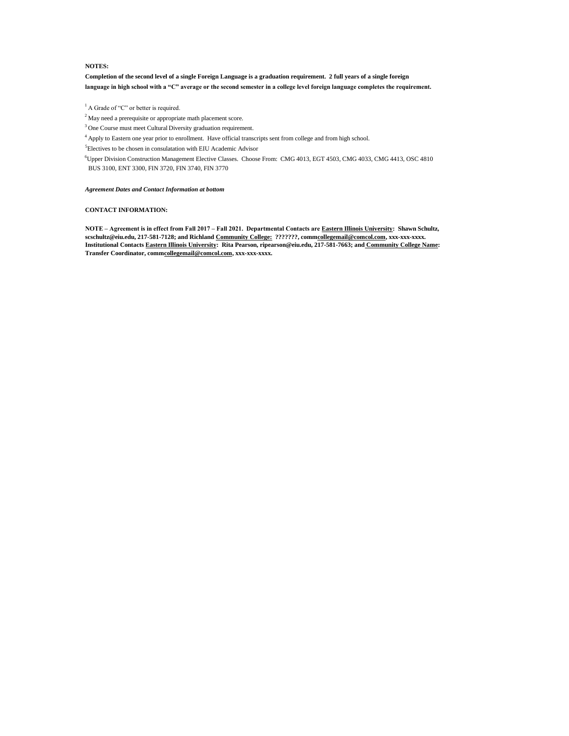**NOTES:**

**Completion of the second level of a single Foreign Language is a graduation requirement. 2 full years of a single foreign language in high school with a "C" average or the second semester in a college level foreign language completes the requirement.**

[1] A Grade of "C" or better is required.

[2] May need a prerequisite or appropriate math placement score.

[3] One Course must meet Cultural Diversity graduation requirement.

[4] Apply to Eastern one year prior to enrollment. Have official transcripts sent from college and from high school.

[5] Electives to be chosen in consulatation with EIU Academic Advisor

[6] Upper Division Construction Management Elective Classes. Choose From: CMG 4013, EGT 4503, CMG 4033, CMG 4413, OSC 4810 BUS 3100, ENT 3300, FIN 3720, FIN 3740, FIN 3770

***Agreement Dates and Contact Information at bottom***

**CONTACT INFORMATION:**

**NOTE – Agreement is in effect from Fall 2017 – Fall 2021. Departmental Contacts are Eastern Illinois University: Shawn Schultz, scschultz@eiu.edu, 217-581-7128; and Richland Community College: ???????, commcollegemail@comcol.com, xxx-xxx-xxxx. Institutional Contacts Eastern Illinois University: Rita Pearson, ripearson@eiu.edu, 217-581-7663; and Community College Name: Transfer Coordinator, commcollegemail@comcol.com, xxx-xxx-xxxx.**